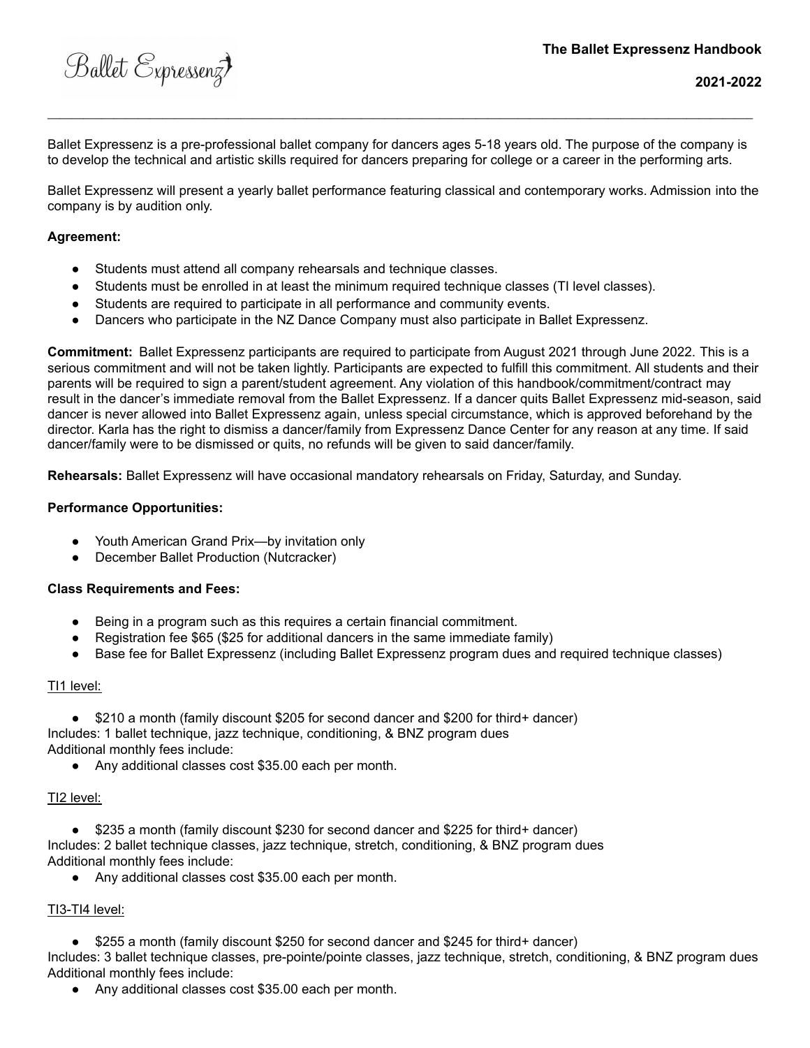# The Ballet Expressenz Handbook

**2021-2022**

Ballet Expressenz is a pre-professional ballet company for dancers ages 5-18 years old. The purpose of the company is to develop the technical and artistic skills required for dancers preparing for college or a career in the performing arts.

Ballet Expressenz will present a yearly ballet performance featuring classical and contemporary works. Admission into the company is by audition only.

**Agreement:**

- Students must attend all company rehearsals and technique classes.
- Students must be enrolled in at least the minimum required technique classes (TI level classes).
- Students are required to participate in all performance and community events.
- Dancers who participate in the NZ Dance Company must also participate in Ballet Expressenz.

**Commitment:** Ballet Expressenz participants are required to participate from August 2021 through June 2022. This is a serious commitment and will not be taken lightly. Participants are expected to fulfill this commitment. All students and their parents will be required to sign a parent/student agreement. Any violation of this handbook/commitment/contract may result in the dancer's immediate removal from the Ballet Expressenz. If a dancer quits Ballet Expressenz mid-season, said dancer is never allowed into Ballet Expressenz again, unless special circumstance, which is approved beforehand by the director. Karla has the right to dismiss a dancer/family from Expressenz Dance Center for any reason at any time. If said dancer/family were to be dismissed or quits, no refunds will be given to said dancer/family.

**Rehearsals:** Ballet Expressenz will have occasional mandatory rehearsals on Friday, Saturday, and Sunday.

**Performance Opportunities:**

- Youth American Grand Prix—by invitation only
- December Ballet Production (Nutcracker)

**Class Requirements and Fees:**

- Being in a program such as this requires a certain financial commitment.
- Registration fee $65 ($25 for additional dancers in the same immediate family)
- Base fee for Ballet Expressenz (including Ballet Expressenz program dues and required technique classes)

<u>TI1 level:</u>

- $210 a month (family discount $205 for second dancer and $200 for third+ dancer)

Includes: 1 ballet technique, jazz technique, conditioning, & BNZ program dues
Additional monthly fees include:

- Any additional classes cost $35.00 each per month.

<u>TI2 level:</u>

- $235 a month (family discount $230 for second dancer and $225 for third+ dancer)

Includes: 2 ballet technique classes, jazz technique, stretch, conditioning, & BNZ program dues
Additional monthly fees include:

- Any additional classes cost $35.00 each per month.

<u>TI3-TI4 level:</u>

- $255 a month (family discount $250 for second dancer and $245 for third+ dancer)

Includes: 3 ballet technique classes, pre-pointe/pointe classes, jazz technique, stretch, conditioning, & BNZ program dues
Additional monthly fees include:

- Any additional classes cost $35.00 each per month.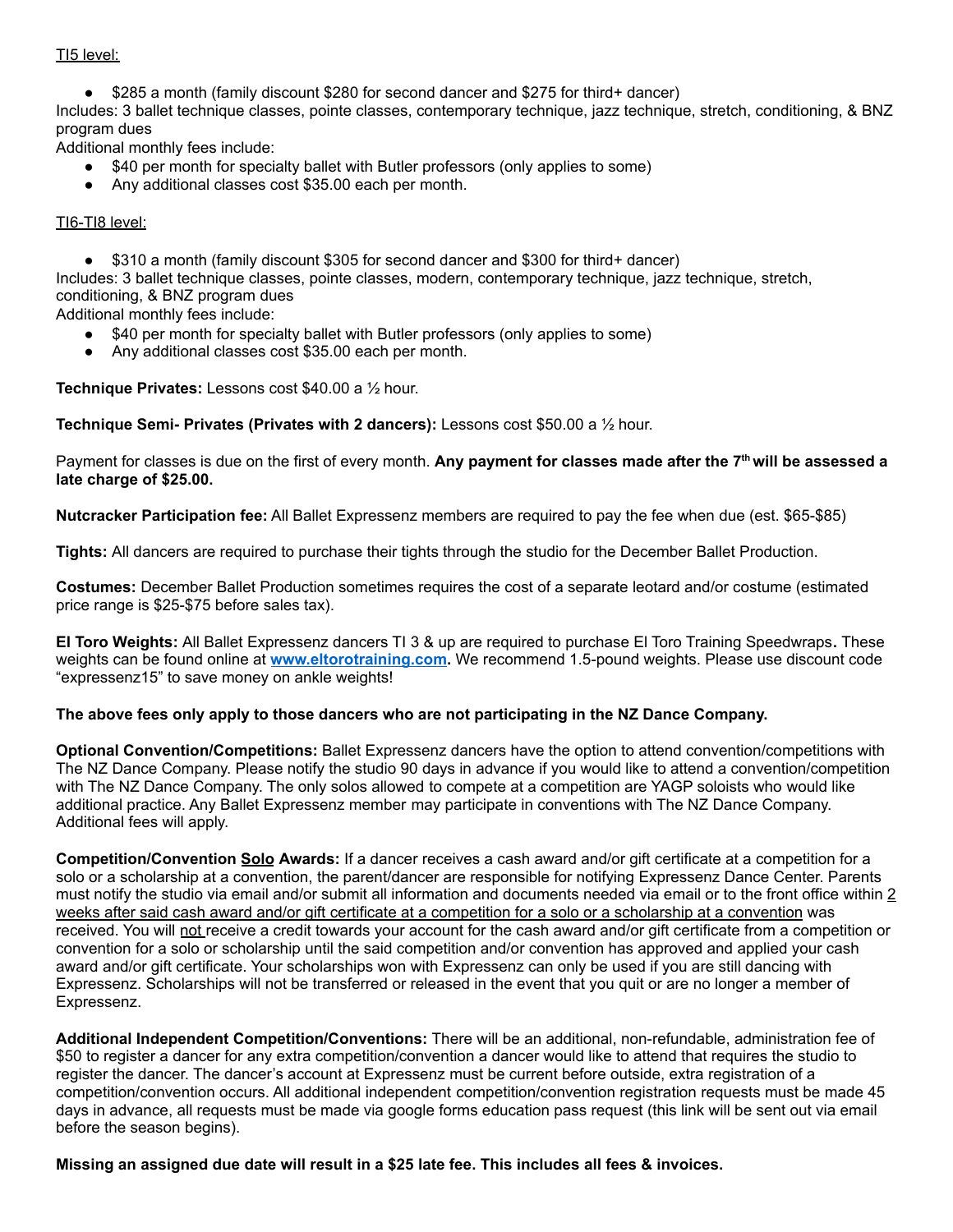TI5 level:

- $285 a month (family discount $280 for second dancer and $275 for third+ dancer)

Includes: 3 ballet technique classes, pointe classes, contemporary technique, jazz technique, stretch, conditioning, & BNZ program dues

Additional monthly fees include:

- $40 per month for specialty ballet with Butler professors (only applies to some)
- Any additional classes cost $35.00 each per month.

TI6-TI8 level:

- $310 a month (family discount $305 for second dancer and $300 for third+ dancer)

Includes: 3 ballet technique classes, pointe classes, modern, contemporary technique, jazz technique, stretch, conditioning, & BNZ program dues

Additional monthly fees include:

- $40 per month for specialty ballet with Butler professors (only applies to some)
- Any additional classes cost $35.00 each per month.

**Technique Privates:** Lessons cost $40.00 a ½ hour.

**Technique Semi- Privates (Privates with 2 dancers):** Lessons cost $50.00 a ½ hour.

Payment for classes is due on the first of every month. **Any payment for classes made after the 7th will be assessed a late charge of $25.00.**

**Nutcracker Participation fee:** All Ballet Expressenz members are required to pay the fee when due (est. $65-$85)

**Tights:** All dancers are required to purchase their tights through the studio for the December Ballet Production.

**Costumes:** December Ballet Production sometimes requires the cost of a separate leotard and/or costume (estimated price range is $25-$75 before sales tax).

**El Toro Weights:** All Ballet Expressenz dancers TI 3 & up are required to purchase El Toro Training Speedwraps**.** These weights can be found online at **www.eltorotraining.com.** We recommend 1.5-pound weights. Please use discount code "expressenz15" to save money on ankle weights!

**The above fees only apply to those dancers who are not participating in the NZ Dance Company.**

**Optional Convention/Competitions:** Ballet Expressenz dancers have the option to attend convention/competitions with The NZ Dance Company. Please notify the studio 90 days in advance if you would like to attend a convention/competition with The NZ Dance Company. The only solos allowed to compete at a competition are YAGP soloists who would like additional practice. Any Ballet Expressenz member may participate in conventions with The NZ Dance Company. Additional fees will apply.

**Competition/Convention Solo Awards:** If a dancer receives a cash award and/or gift certificate at a competition for a solo or a scholarship at a convention, the parent/dancer are responsible for notifying Expressenz Dance Center. Parents must notify the studio via email and/or submit all information and documents needed via email or to the front office within 2 weeks after said cash award and/or gift certificate at a competition for a solo or a scholarship at a convention was received. You will not receive a credit towards your account for the cash award and/or gift certificate from a competition or convention for a solo or scholarship until the said competition and/or convention has approved and applied your cash award and/or gift certificate. Your scholarships won with Expressenz can only be used if you are still dancing with Expressenz. Scholarships will not be transferred or released in the event that you quit or are no longer a member of Expressenz.

**Additional Independent Competition/Conventions:** There will be an additional, non-refundable, administration fee of $50 to register a dancer for any extra competition/convention a dancer would like to attend that requires the studio to register the dancer. The dancer's account at Expressenz must be current before outside, extra registration of a competition/convention occurs. All additional independent competition/convention registration requests must be made 45 days in advance, all requests must be made via google forms education pass request (this link will be sent out via email before the season begins).

**Missing an assigned due date will result in a $25 late fee. This includes all fees & invoices.**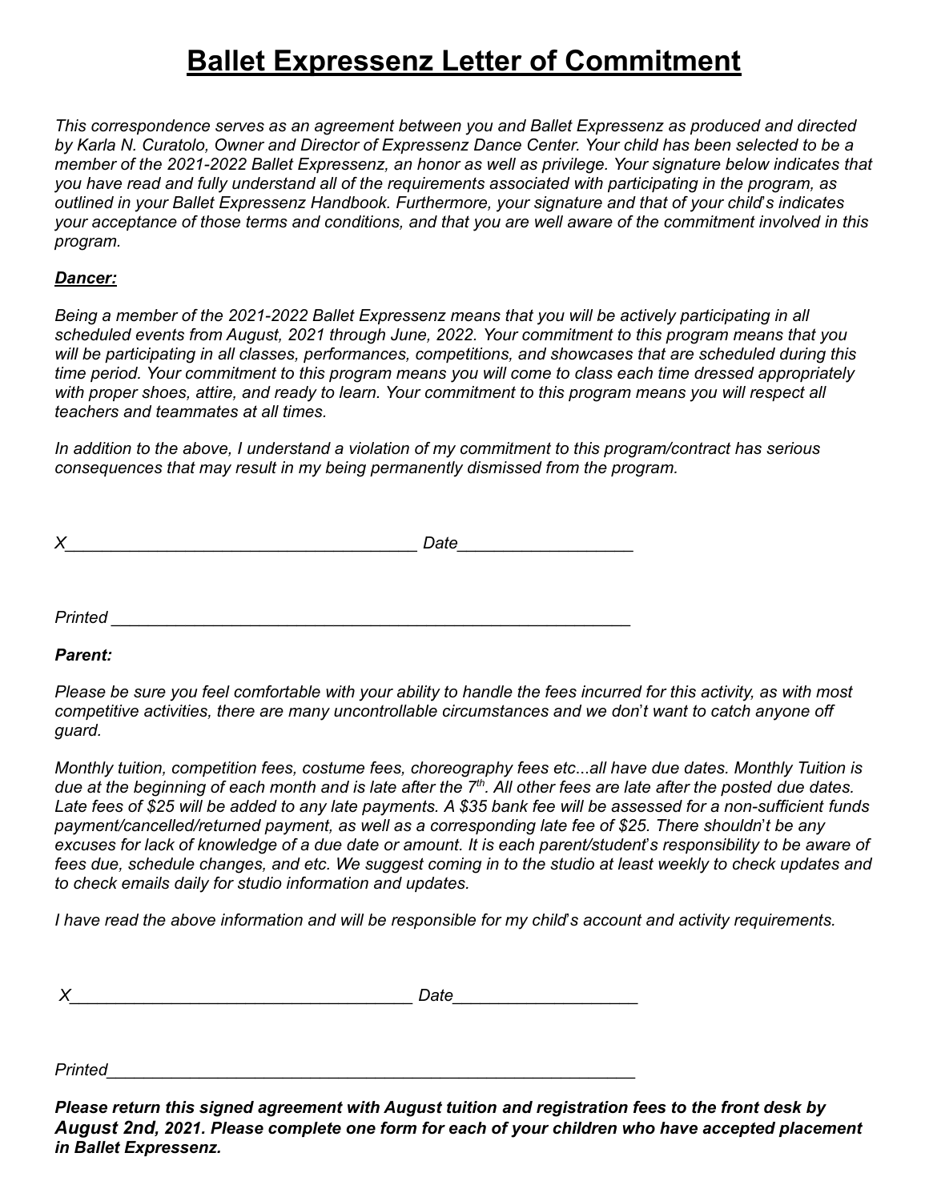# **Ballet Expressenz Letter of Commitment**

*This correspondence serves as an agreement between you and Ballet Expressenz as produced and directed by Karla N. Curatolo, Owner and Director of Expressenz Dance Center. Your child has been selected to be a member of the 2021-2022 Ballet Expressenz, an honor as well as privilege. Your signature below indicates that you have read and fully understand all of the requirements associated with participating in the program, as outlined in your Ballet Expressenz Handbook. Furthermore, your signature and that of your child's indicates your acceptance of those terms and conditions, and that you are well aware of the commitment involved in this program.*

***Dancer:***

*Being a member of the 2021-2022 Ballet Expressenz means that you will be actively participating in all scheduled events from August, 2021 through June, 2022. Your commitment to this program means that you will be participating in all classes, performances, competitions, and showcases that are scheduled during this time period. Your commitment to this program means you will come to class each time dressed appropriately with proper shoes, attire, and ready to learn. Your commitment to this program means you will respect all teachers and teammates at all times.*

*In addition to the above, I understand a violation of my commitment to this program/contract has serious consequences that may result in my being permanently dismissed from the program.*

*X_____________________________________ Date__________________*

*Printed _______________________________________________________*

***Parent:***

*Please be sure you feel comfortable with your ability to handle the fees incurred for this activity, as with most competitive activities, there are many uncontrollable circumstances and we don't want to catch anyone off guard.*

*Monthly tuition, competition fees, costume fees, choreography fees etc...all have due dates. Monthly Tuition is due at the beginning of each month and is late after the 7th. All other fees are late after the posted due dates. Late fees of $25 will be added to any late payments. A $35 bank fee will be assessed for a non-sufficient funds payment/cancelled/returned payment, as well as a corresponding late fee of $25. There shouldn't be any excuses for lack of knowledge of a due date or amount. It is each parent/student's responsibility to be aware of fees due, schedule changes, and etc. We suggest coming in to the studio at least weekly to check updates and to check emails daily for studio information and updates.*

*I have read the above information and will be responsible for my child's account and activity requirements.*

*X____________________________________ Date___________________*

*Printed_______________________________________________________*

***Please return this signed agreement with August tuition and registration fees to the front desk by August 2nd, 2021. Please complete one form for each of your children who have accepted placement in Ballet Expressenz.***